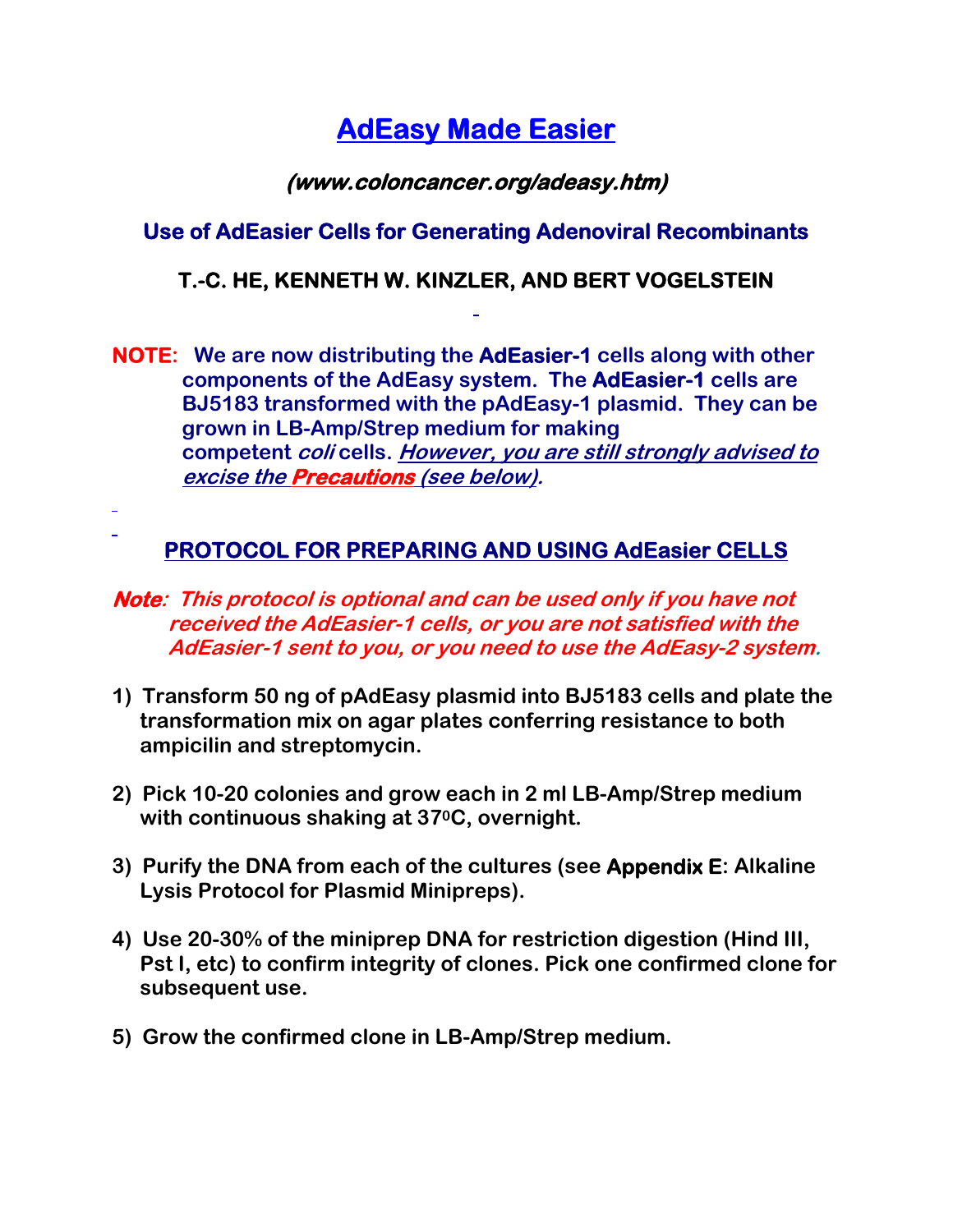# AdEasy Made Easier

***(www.coloncancer.org/adeasy.htm)***

### Use of AdEasier Cells for Generating Adenoviral Recombinants

**T.-C. HE, KENNETH W. KINZLER, AND BERT VOGELSTEIN**

**NOTE:** **We are now distributing the AdEasier-1 cells along with other components of the AdEasy system. The AdEasier-1 cells are BJ5183 transformed with the pAdEasy-1 plasmid. They can be grown in LB-Amp/Strep medium for making competent *coli* cells. *However, you are still strongly advised to excise the Precautions (see below).***

## PROTOCOL FOR PREPARING AND USING AdEasier CELLS

***Note: This protocol is optional and can be used only if you have not received the AdEasier-1 cells, or you are not satisfied with the AdEasier-1 sent to you, or you need to use the AdEasy-2 system.***

1) **Transform 50 ng of pAdEasy plasmid into BJ5183 cells and plate the transformation mix on agar plates conferring resistance to both ampicilin and streptomycin.**

2) **Pick 10-20 colonies and grow each in 2 ml LB-Amp/Strep medium with continuous shaking at $37^0$C, overnight.**

3) **Purify the DNA from each of the cultures (see Appendix E: Alkaline Lysis Protocol for Plasmid Minipreps).**

4) **Use 20-30% of the miniprep DNA for restriction digestion (Hind III, Pst I, etc) to confirm integrity of clones. Pick one confirmed clone for subsequent use.**

5) **Grow the confirmed clone in LB-Amp/Strep medium.**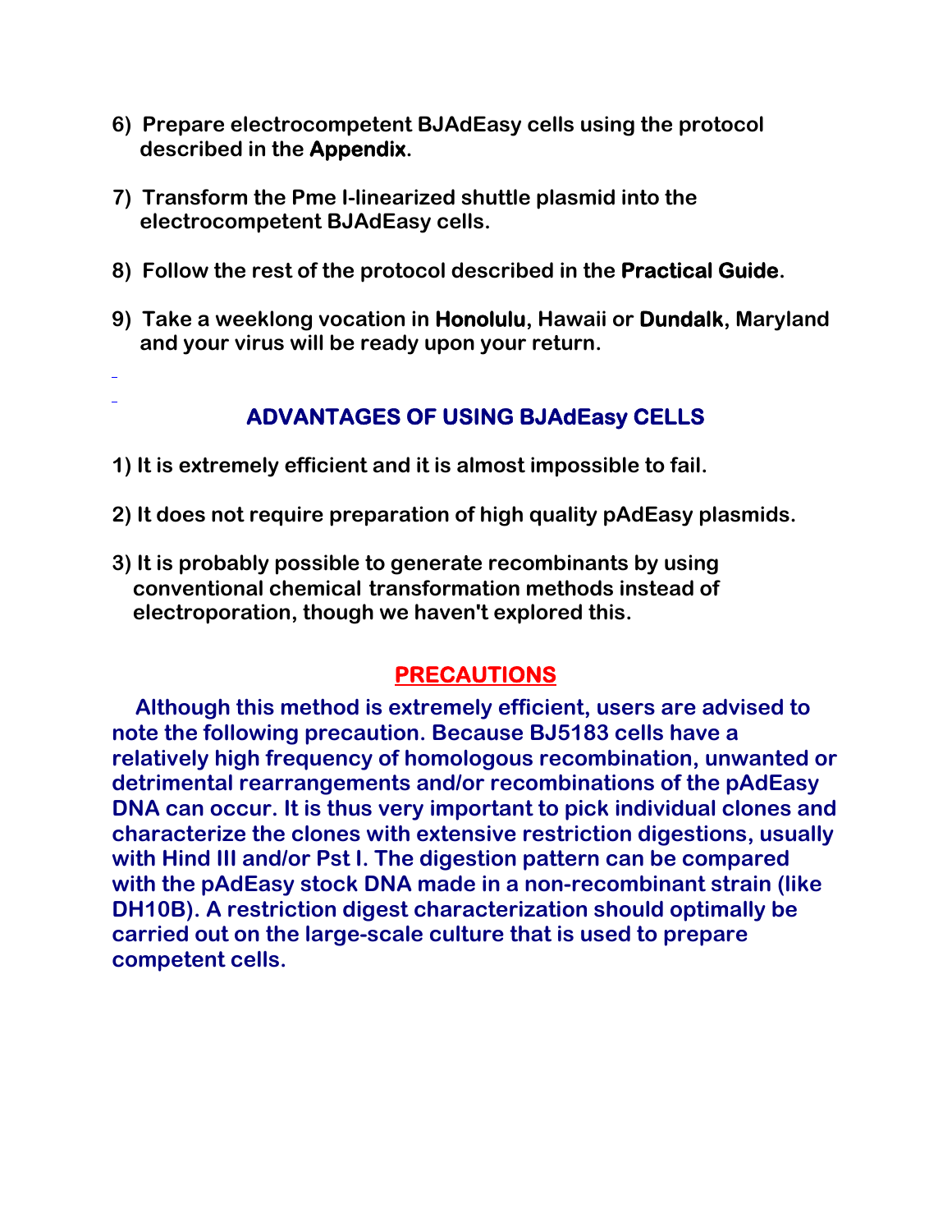6) **Prepare electrocompetent BJAdEasy cells using the protocol described in the Appendix.**

7) **Transform the Pme I-linearized shuttle plasmid into the electrocompetent BJAdEasy cells.**

8) **Follow the rest of the protocol described in the Practical Guide.**

9) **Take a weeklong vocation in Honolulu, Hawaii or Dundalk, Maryland and your virus will be ready upon your return.**

## ADVANTAGES OF USING BJAdEasy CELLS

**1) It is extremely efficient and it is almost impossible to fail.**

**2) It does not require preparation of high quality pAdEasy plasmids.**

**3) It is probably possible to generate recombinants by using conventional chemical transformation methods instead of electroporation, though we haven't explored this.**

## PRECAUTIONS

**Although this method is extremely efficient, users are advised to note the following precaution. Because BJ5183 cells have a relatively high frequency of homologous recombination, unwanted or detrimental rearrangements and/or recombinations of the pAdEasy DNA can occur. It is thus very important to pick individual clones and characterize the clones with extensive restriction digestions, usually with Hind III and/or Pst I. The digestion pattern can be compared with the pAdEasy stock DNA made in a non-recombinant strain (like DH10B). A restriction digest characterization should optimally be carried out on the large-scale culture that is used to prepare competent cells.**